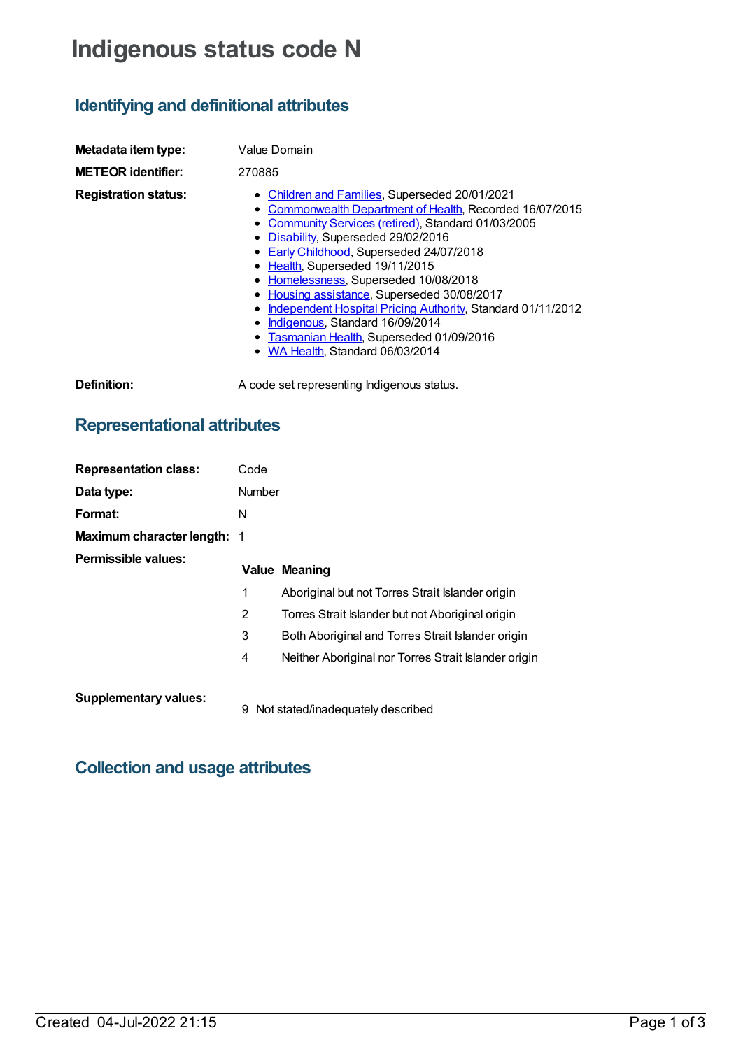# Indigenous status code N

## Identifying and definitional attributes

**Metadata item type:** Value Domain

**METEOR identifier:** 270885

**Registration status:**

- Children and Families, Superseded 20/01/2021
- Commonwealth Department of Health, Recorded 16/07/2015
- Community Services (retired), Standard 01/03/2005
- Disability, Superseded 29/02/2016
- Early Childhood, Superseded 24/07/2018
- Health, Superseded 19/11/2015
- Homelessness, Superseded 10/08/2018
- Housing assistance, Superseded 30/08/2017
- Independent Hospital Pricing Authority, Standard 01/11/2012
- Indigenous, Standard 16/09/2014
- Tasmanian Health, Superseded 01/09/2016
- WA Health, Standard 06/03/2014

**Definition:** A code set representing Indigenous status.

## Representational attributes

**Representation class:** Code

**Data type:** Number

**Format:** N

**Maximum character length:** 1

**Permissible values:**

| Value | Meaning |
|---|---|
| 1 | Aboriginal but not Torres Strait Islander origin |
| 2 | Torres Strait Islander but not Aboriginal origin |
| 3 | Both Aboriginal and Torres Strait Islander origin |
| 4 | Neither Aboriginal nor Torres Strait Islander origin |

**Supplementary values:**

| Value | Meaning |
|---|---|
| 9 | Not stated/inadequately described |

## Collection and usage attributes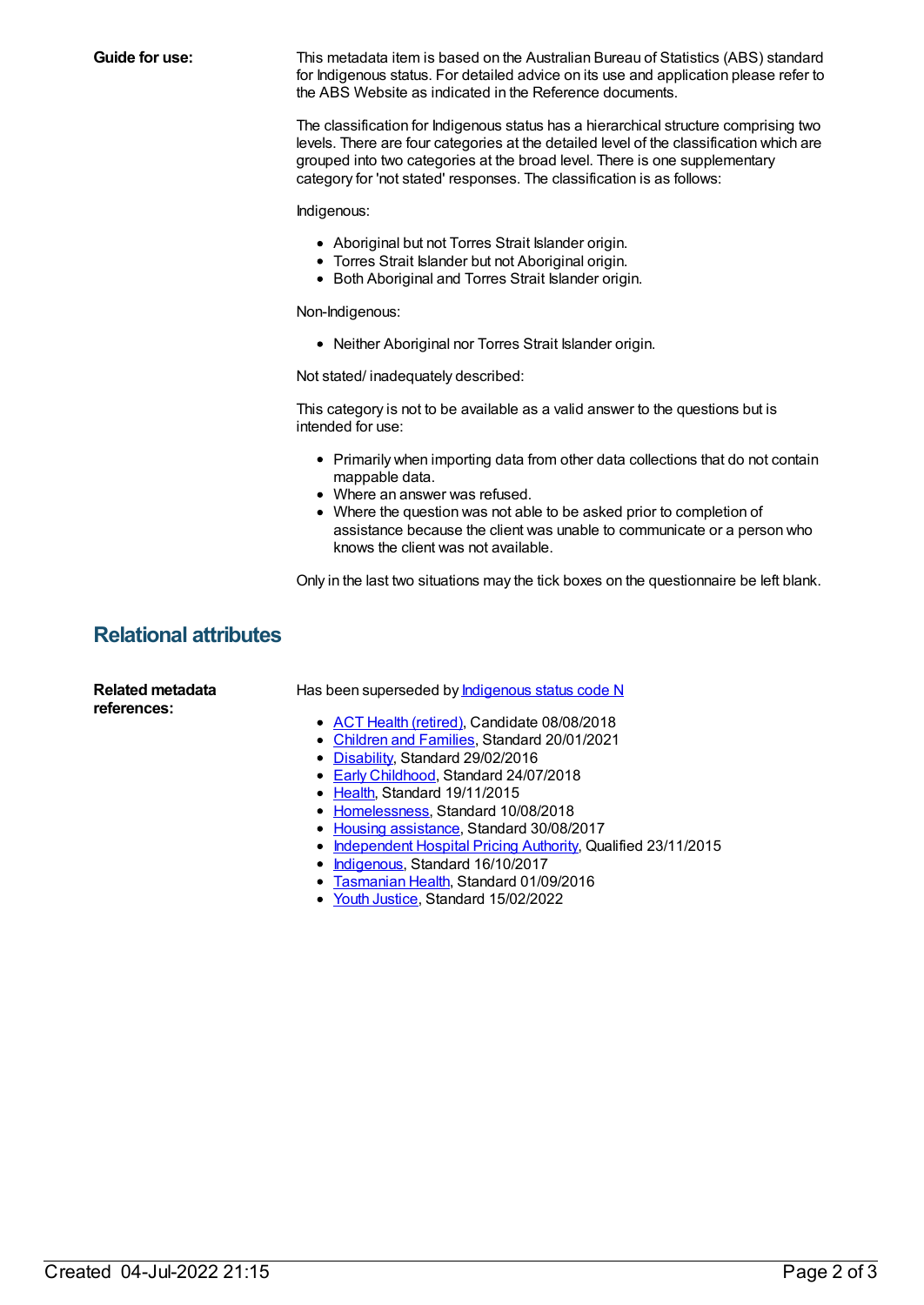**Guide for use:**

This metadata item is based on the Australian Bureau of Statistics (ABS) standard for Indigenous status. For detailed advice on its use and application please refer to the ABS Website as indicated in the Reference documents.

The classification for Indigenous status has a hierarchical structure comprising two levels. There are four categories at the detailed level of the classification which are grouped into two categories at the broad level. There is one supplementary category for 'not stated' responses. The classification is as follows:

Indigenous:

- Aboriginal but not Torres Strait Islander origin.
- Torres Strait Islander but not Aboriginal origin.
- Both Aboriginal and Torres Strait Islander origin.

Non-Indigenous:

- Neither Aboriginal nor Torres Strait Islander origin.

Not stated/ inadequately described:

This category is not to be available as a valid answer to the questions but is intended for use:

- Primarily when importing data from other data collections that do not contain mappable data.
- Where an answer was refused.
- Where the question was not able to be asked prior to completion of assistance because the client was unable to communicate or a person who knows the client was not available.

Only in the last two situations may the tick boxes on the questionnaire be left blank.

## Relational attributes

**Related metadata references:**

Has been superseded by Indigenous status code N

- ACT Health (retired), Candidate 08/08/2018
- Children and Families, Standard 20/01/2021
- Disability, Standard 29/02/2016
- Early Childhood, Standard 24/07/2018
- Health, Standard 19/11/2015
- Homelessness, Standard 10/08/2018
- Housing assistance, Standard 30/08/2017
- Independent Hospital Pricing Authority, Qualified 23/11/2015
- Indigenous, Standard 16/10/2017
- Tasmanian Health, Standard 01/09/2016
- Youth Justice, Standard 15/02/2022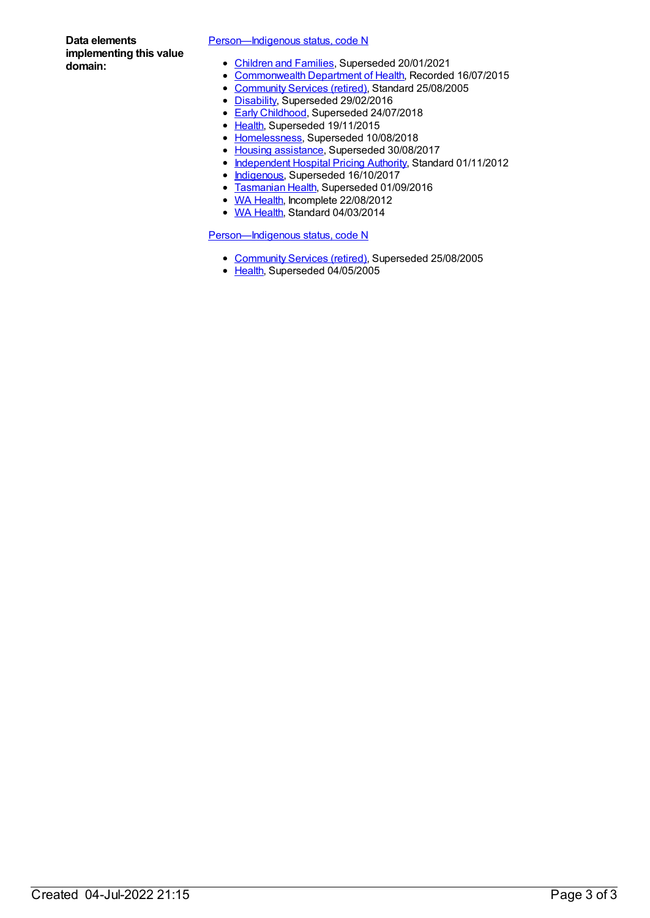**Data elements implementing this value domain:**

Person—Indigenous status, code N

- Children and Families, Superseded 20/01/2021
- Commonwealth Department of Health, Recorded 16/07/2015
- Community Services (retired), Standard 25/08/2005
- Disability, Superseded 29/02/2016
- Early Childhood, Superseded 24/07/2018
- Health, Superseded 19/11/2015
- Homelessness, Superseded 10/08/2018
- Housing assistance, Superseded 30/08/2017
- Independent Hospital Pricing Authority, Standard 01/11/2012
- Indigenous, Superseded 16/10/2017
- Tasmanian Health, Superseded 01/09/2016
- WA Health, Incomplete 22/08/2012
- WA Health, Standard 04/03/2014

Person—Indigenous status, code N

- Community Services (retired), Superseded 25/08/2005
- Health, Superseded 04/05/2005